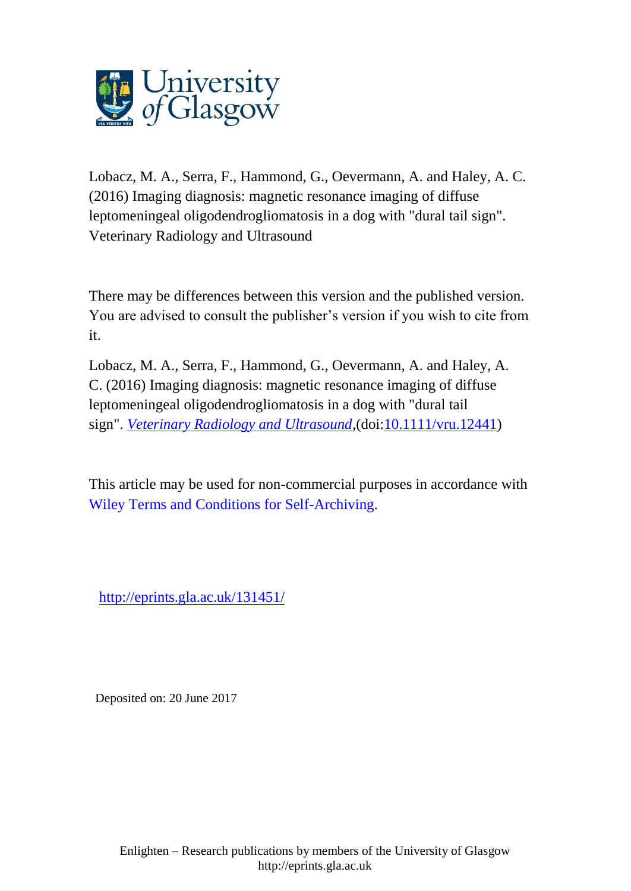Lobacz, M. A., Serra, F., Hammond, G., Oevermann, A. and Haley, A. C. (2016) Imaging diagnosis: magnetic resonance imaging of diffuse leptomeningeal oligodendrogliomatosis in a dog with "dural tail sign". Veterinary Radiology and Ultrasound

There may be differences between this version and the published version. You are advised to consult the publisher's version if you wish to cite from it.

Lobacz, M. A., Serra, F., Hammond, G., Oevermann, A. and Haley, A. C. (2016) Imaging diagnosis: magnetic resonance imaging of diffuse leptomeningeal oligodendrogliomatosis in a dog with "dural tail sign". *Veterinary Radiology and Ultrasound*,(doi:10.1111/vru.12441)

This article may be used for non-commercial purposes in accordance with Wiley Terms and Conditions for Self-Archiving.

http://eprints.gla.ac.uk/131451/

Deposited on: 20 June 2017

Enlighten – Research publications by members of the University of Glasgow
http://eprints.gla.ac.uk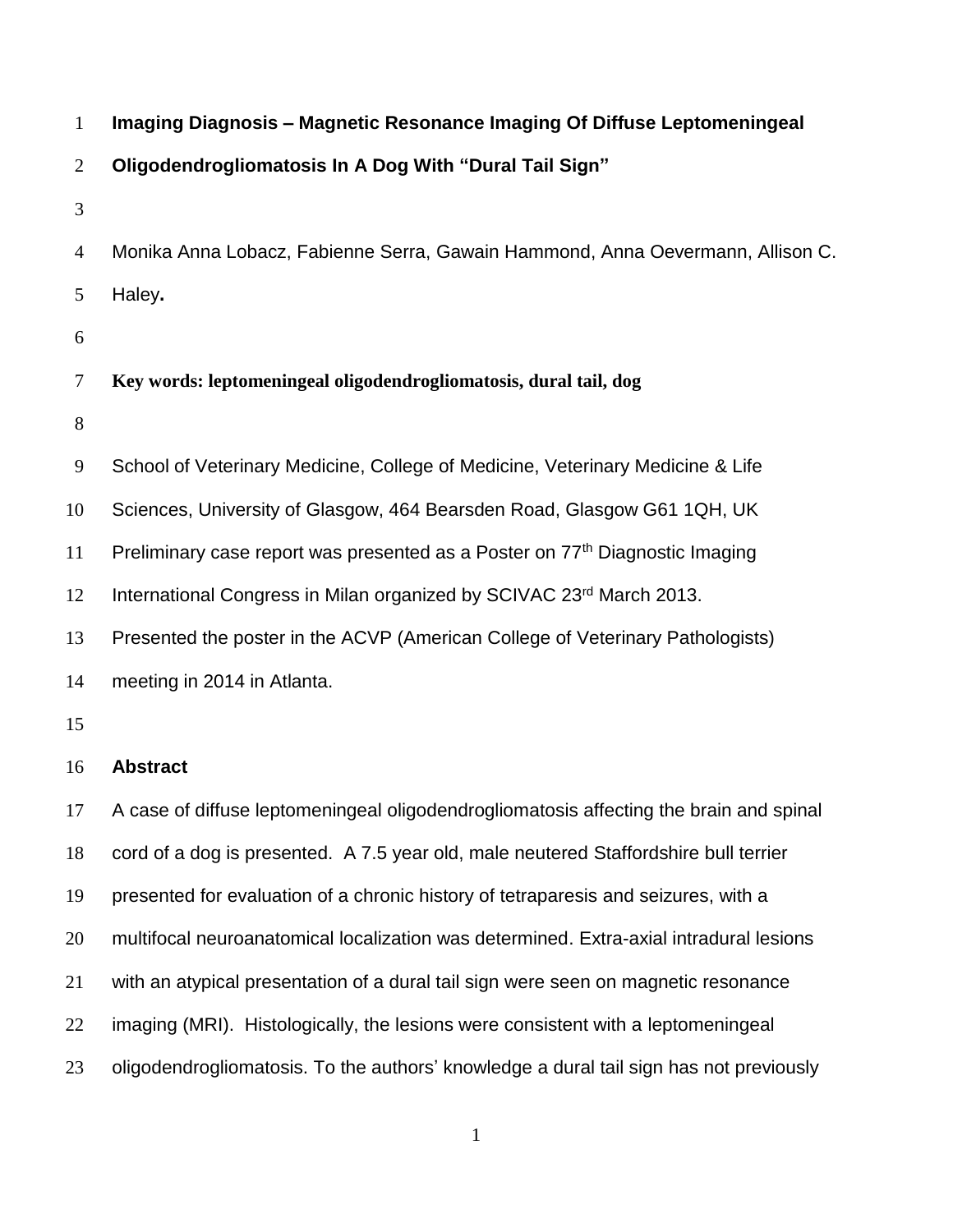**Imaging Diagnosis – Magnetic Resonance Imaging Of Diffuse Leptomeningeal Oligodendrogliomatosis In A Dog With "Dural Tail Sign"**

Monika Anna Lobacz, Fabienne Serra, Gawain Hammond, Anna Oevermann, Allison C. Haley**.**

**Key words: leptomeningeal oligodendrogliomatosis, dural tail, dog**

School of Veterinary Medicine, College of Medicine, Veterinary Medicine & Life Sciences, University of Glasgow, 464 Bearsden Road, Glasgow G61 1QH, UK

Preliminary case report was presented as a Poster on 77th Diagnostic Imaging International Congress in Milan organized by SCIVAC 23rd March 2013.

Presented the poster in the ACVP (American College of Veterinary Pathologists) meeting in 2014 in Atlanta.

**Abstract**

A case of diffuse leptomeningeal oligodendrogliomatosis affecting the brain and spinal cord of a dog is presented. A 7.5 year old, male neutered Staffordshire bull terrier presented for evaluation of a chronic history of tetraparesis and seizures, with a multifocal neuroanatomical localization was determined. Extra-axial intradural lesions with an atypical presentation of a dural tail sign were seen on magnetic resonance imaging (MRI). Histologically, the lesions were consistent with a leptomeningeal oligodendrogliomatosis. To the authors' knowledge a dural tail sign has not previously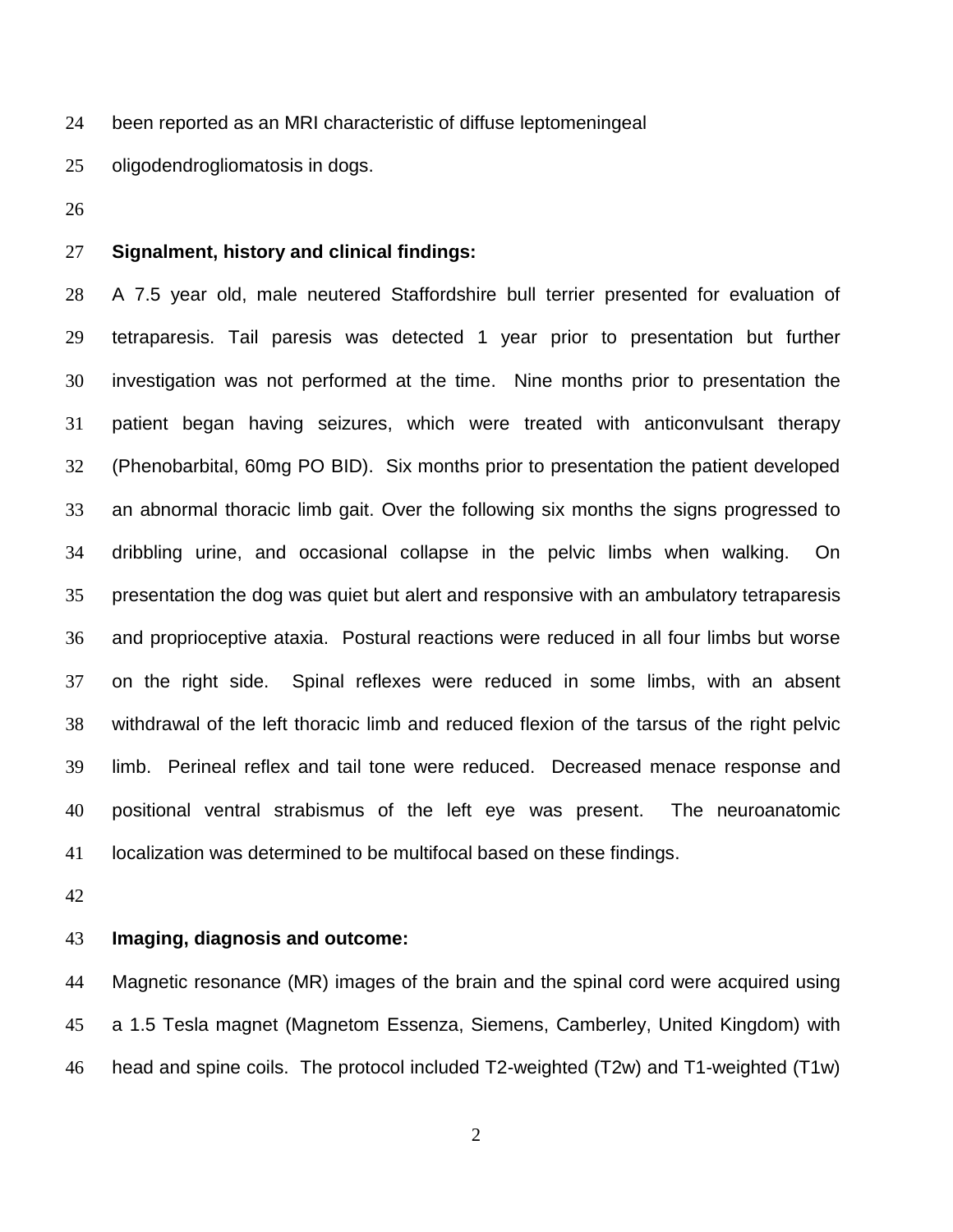been reported as an MRI characteristic of diffuse leptomeningeal oligodendrogliomatosis in dogs.

**Signalment, history and clinical findings:**

A 7.5 year old, male neutered Staffordshire bull terrier presented for evaluation of tetraparesis. Tail paresis was detected 1 year prior to presentation but further investigation was not performed at the time. Nine months prior to presentation the patient began having seizures, which were treated with anticonvulsant therapy (Phenobarbital, 60mg PO BID). Six months prior to presentation the patient developed an abnormal thoracic limb gait. Over the following six months the signs progressed to dribbling urine, and occasional collapse in the pelvic limbs when walking. On presentation the dog was quiet but alert and responsive with an ambulatory tetraparesis and proprioceptive ataxia. Postural reactions were reduced in all four limbs but worse on the right side. Spinal reflexes were reduced in some limbs, with an absent withdrawal of the left thoracic limb and reduced flexion of the tarsus of the right pelvic limb. Perineal reflex and tail tone were reduced. Decreased menace response and positional ventral strabismus of the left eye was present. The neuroanatomic localization was determined to be multifocal based on these findings.

**Imaging, diagnosis and outcome:**

Magnetic resonance (MR) images of the brain and the spinal cord were acquired using a 1.5 Tesla magnet (Magnetom Essenza, Siemens, Camberley, United Kingdom) with head and spine coils. The protocol included T2-weighted (T2w) and T1-weighted (T1w)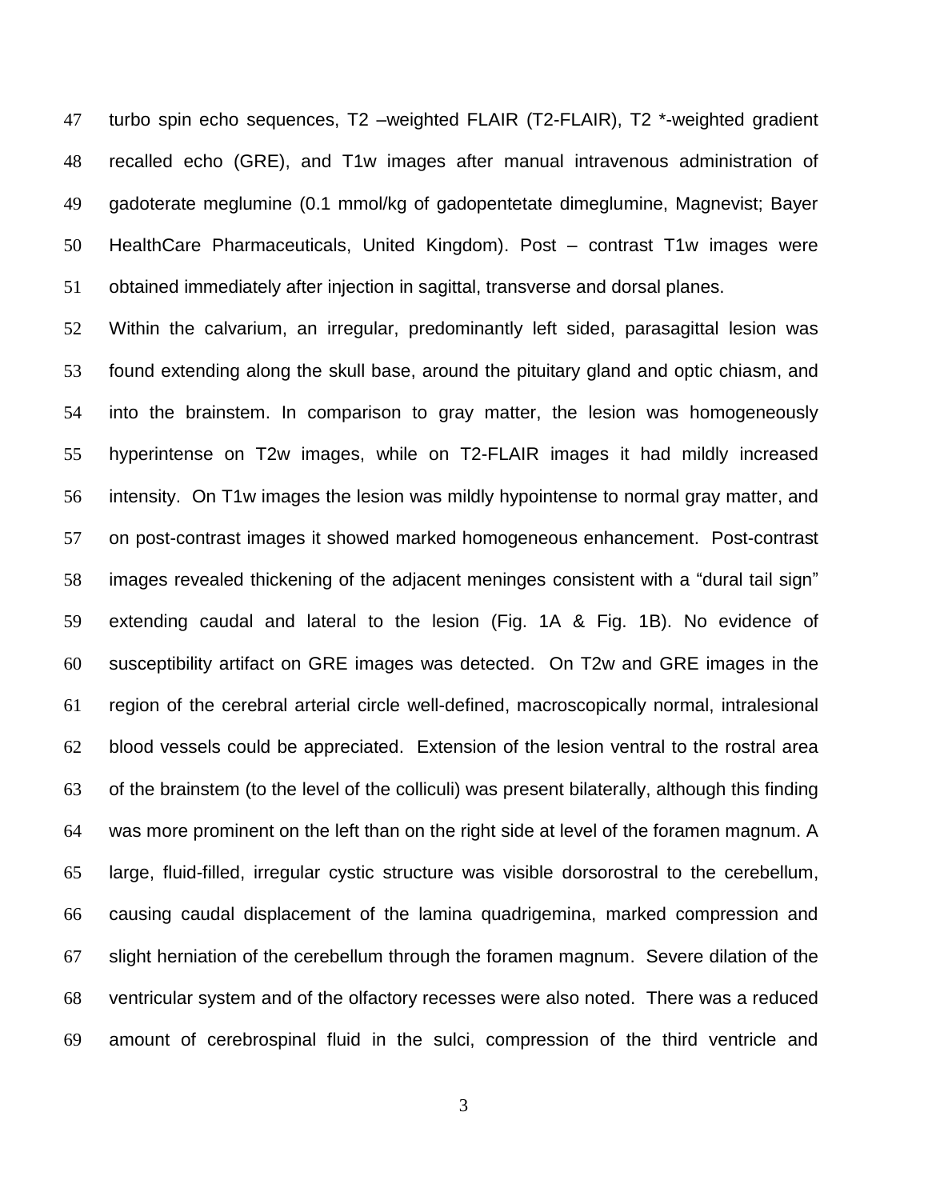turbo spin echo sequences, T2 –weighted FLAIR (T2-FLAIR), T2 *-weighted gradient recalled echo (GRE), and T1w images after manual intravenous administration of gadoterate meglumine (0.1 mmol/kg of gadopentetate dimeglumine, Magnevist; Bayer HealthCare Pharmaceuticals, United Kingdom). Post – contrast T1w images were obtained immediately after injection in sagittal, transverse and dorsal planes.

Within the calvarium, an irregular, predominantly left sided, parasagittal lesion was found extending along the skull base, around the pituitary gland and optic chiasm, and into the brainstem. In comparison to gray matter, the lesion was homogeneously hyperintense on T2w images, while on T2-FLAIR images it had mildly increased intensity. On T1w images the lesion was mildly hypointense to normal gray matter, and on post-contrast images it showed marked homogeneous enhancement. Post-contrast images revealed thickening of the adjacent meninges consistent with a "dural tail sign" extending caudal and lateral to the lesion (Fig. 1A & Fig. 1B). No evidence of susceptibility artifact on GRE images was detected. On T2w and GRE images in the region of the cerebral arterial circle well-defined, macroscopically normal, intralesional blood vessels could be appreciated. Extension of the lesion ventral to the rostral area of the brainstem (to the level of the colliculi) was present bilaterally, although this finding was more prominent on the left than on the right side at level of the foramen magnum. A large, fluid-filled, irregular cystic structure was visible dorsorostral to the cerebellum, causing caudal displacement of the lamina quadrigemina, marked compression and slight herniation of the cerebellum through the foramen magnum. Severe dilation of the ventricular system and of the olfactory recesses were also noted. There was a reduced amount of cerebrospinal fluid in the sulci, compression of the third ventricle and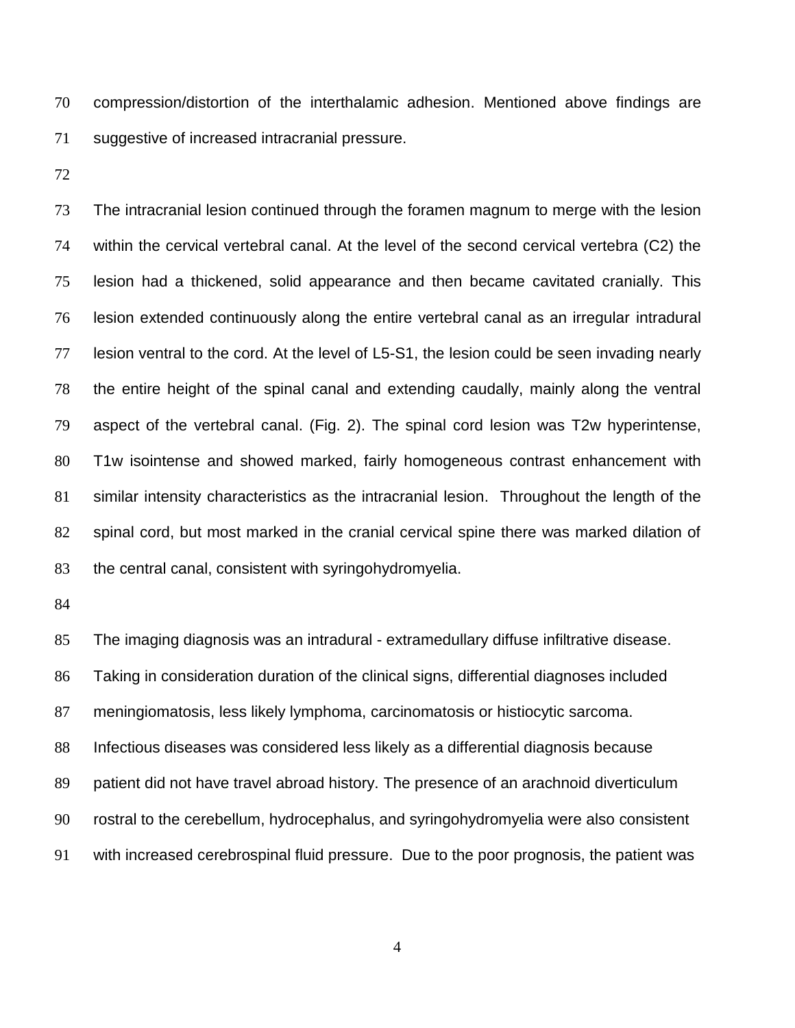compression/distortion of the interthalamic adhesion. Mentioned above findings are suggestive of increased intracranial pressure.

The intracranial lesion continued through the foramen magnum to merge with the lesion within the cervical vertebral canal. At the level of the second cervical vertebra (C2) the lesion had a thickened, solid appearance and then became cavitated cranially. This lesion extended continuously along the entire vertebral canal as an irregular intradural lesion ventral to the cord. At the level of L5-S1, the lesion could be seen invading nearly the entire height of the spinal canal and extending caudally, mainly along the ventral aspect of the vertebral canal. (Fig. 2). The spinal cord lesion was T2w hyperintense, T1w isointense and showed marked, fairly homogeneous contrast enhancement with similar intensity characteristics as the intracranial lesion. Throughout the length of the spinal cord, but most marked in the cranial cervical spine there was marked dilation of the central canal, consistent with syringohydromyelia.

The imaging diagnosis was an intradural - extramedullary diffuse infiltrative disease. Taking in consideration duration of the clinical signs, differential diagnoses included meningiomatosis, less likely lymphoma, carcinomatosis or histiocytic sarcoma. Infectious diseases was considered less likely as a differential diagnosis because patient did not have travel abroad history. The presence of an arachnoid diverticulum rostral to the cerebellum, hydrocephalus, and syringohydromyelia were also consistent with increased cerebrospinal fluid pressure. Due to the poor prognosis, the patient was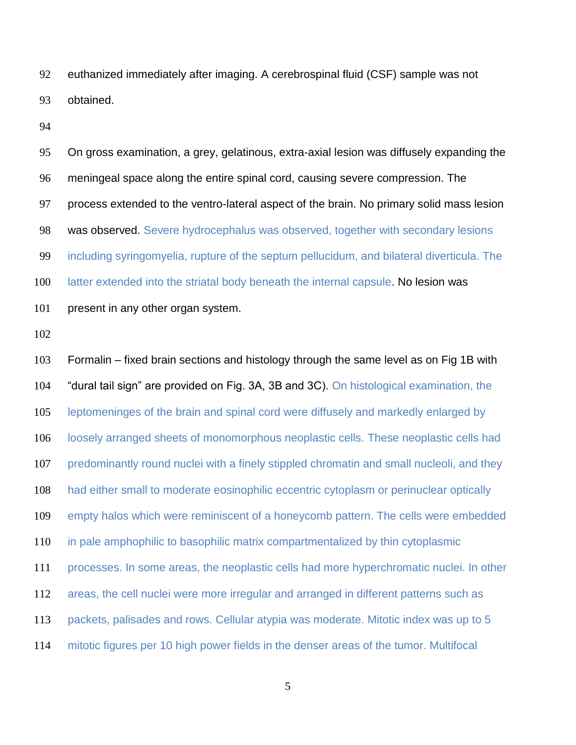euthanized immediately after imaging. A cerebrospinal fluid (CSF) sample was not obtained.

On gross examination, a grey, gelatinous, extra-axial lesion was diffusely expanding the meningeal space along the entire spinal cord, causing severe compression. The process extended to the ventro-lateral aspect of the brain. No primary solid mass lesion was observed. Severe hydrocephalus was observed, together with secondary lesions including syringomyelia, rupture of the septum pellucidum, and bilateral diverticula. The latter extended into the striatal body beneath the internal capsule. No lesion was present in any other organ system.

Formalin – fixed brain sections and histology through the same level as on Fig 1B with “dural tail sign” are provided on Fig. 3A, 3B and 3C). On histological examination, the leptomeninges of the brain and spinal cord were diffusely and markedly enlarged by loosely arranged sheets of monomorphous neoplastic cells. These neoplastic cells had predominantly round nuclei with a finely stippled chromatin and small nucleoli, and they had either small to moderate eosinophilic eccentric cytoplasm or perinuclear optically empty halos which were reminiscent of a honeycomb pattern. The cells were embedded in pale amphophilic to basophilic matrix compartmentalized by thin cytoplasmic processes. In some areas, the neoplastic cells had more hyperchromatic nuclei. In other areas, the cell nuclei were more irregular and arranged in different patterns such as packets, palisades and rows. Cellular atypia was moderate. Mitotic index was up to 5 mitotic figures per 10 high power fields in the denser areas of the tumor. Multifocal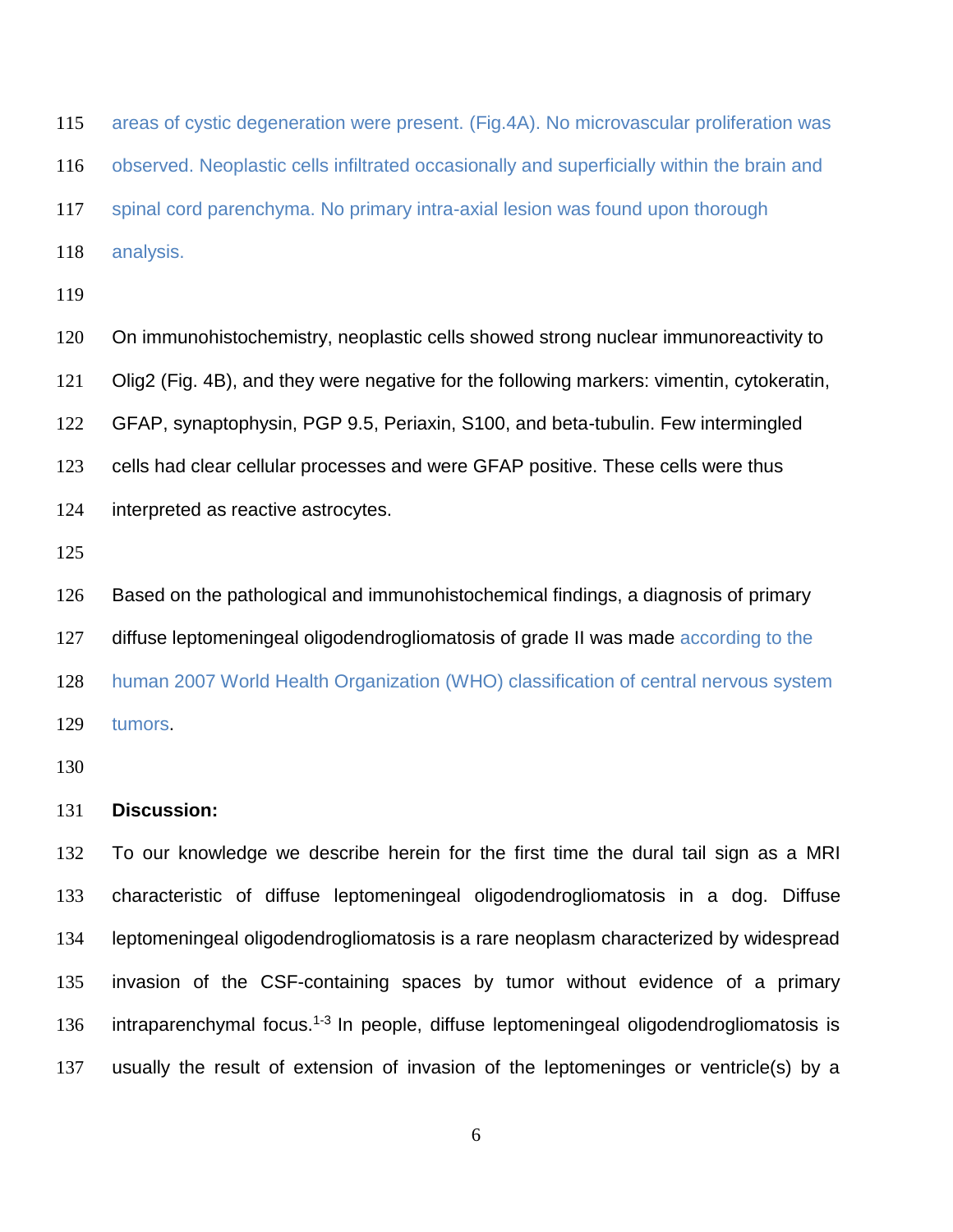areas of cystic degeneration were present. (Fig.4A). No microvascular proliferation was observed. Neoplastic cells infiltrated occasionally and superficially within the brain and spinal cord parenchyma. No primary intra-axial lesion was found upon thorough analysis.

On immunohistochemistry, neoplastic cells showed strong nuclear immunoreactivity to Olig2 (Fig. 4B), and they were negative for the following markers: vimentin, cytokeratin, GFAP, synaptophysin, PGP 9.5, Periaxin, S100, and beta-tubulin. Few intermingled cells had clear cellular processes and were GFAP positive. These cells were thus interpreted as reactive astrocytes.

Based on the pathological and immunohistochemical findings, a diagnosis of primary diffuse leptomeningeal oligodendrogliomatosis of grade II was made according to the human 2007 World Health Organization (WHO) classification of central nervous system tumors.

**Discussion:**

To our knowledge we describe herein for the first time the dural tail sign as a MRI characteristic of diffuse leptomeningeal oligodendrogliomatosis in a dog. Diffuse leptomeningeal oligodendrogliomatosis is a rare neoplasm characterized by widespread invasion of the CSF-containing spaces by tumor without evidence of a primary intraparenchymal focus.[1-3] In people, diffuse leptomeningeal oligodendrogliomatosis is usually the result of extension of invasion of the leptomeninges or ventricle(s) by a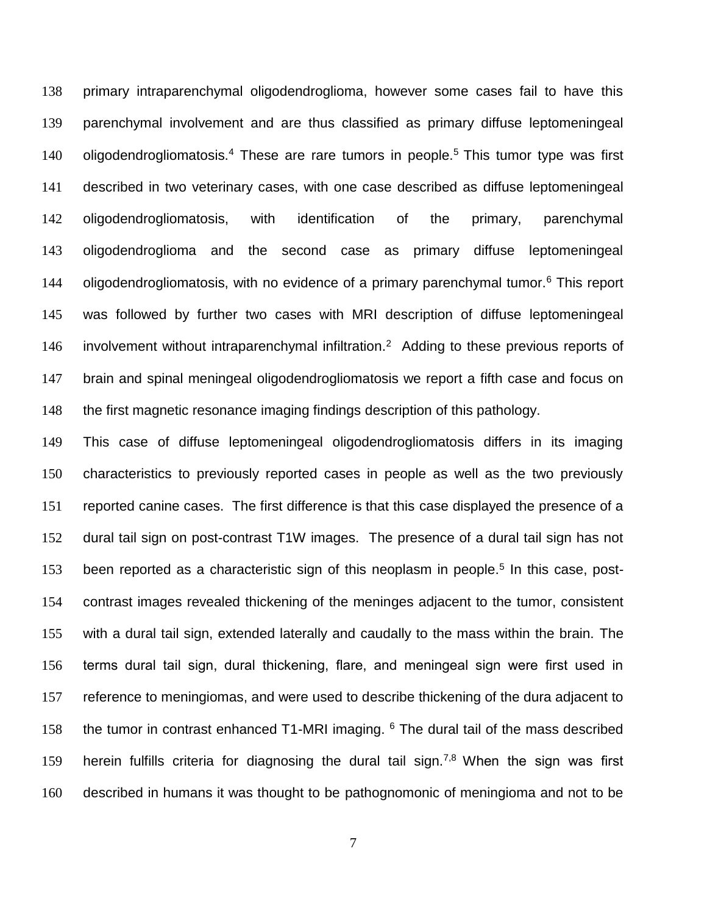primary intraparenchymal oligodendroglioma, however some cases fail to have this parenchymal involvement and are thus classified as primary diffuse leptomeningeal oligodendrogliomatosis.[4] These are rare tumors in people.[5] This tumor type was first described in two veterinary cases, with one case described as diffuse leptomeningeal oligodendrogliomatosis, with identification of the primary, parenchymal oligodendroglioma and the second case as primary diffuse leptomeningeal oligodendrogliomatosis, with no evidence of a primary parenchymal tumor.[6] This report was followed by further two cases with MRI description of diffuse leptomeningeal involvement without intraparenchymal infiltration.[2] Adding to these previous reports of brain and spinal meningeal oligodendrogliomatosis we report a fifth case and focus on the first magnetic resonance imaging findings description of this pathology.

This case of diffuse leptomeningeal oligodendrogliomatosis differs in its imaging characteristics to previously reported cases in people as well as the two previously reported canine cases. The first difference is that this case displayed the presence of a dural tail sign on post-contrast T1W images. The presence of a dural tail sign has not been reported as a characteristic sign of this neoplasm in people.[5] In this case, post-contrast images revealed thickening of the meninges adjacent to the tumor, consistent with a dural tail sign, extended laterally and caudally to the mass within the brain. The terms dural tail sign, dural thickening, flare, and meningeal sign were first used in reference to meningiomas, and were used to describe thickening of the dura adjacent to the tumor in contrast enhanced T1-MRI imaging. [6] The dural tail of the mass described herein fulfills criteria for diagnosing the dural tail sign.[7,8] When the sign was first described in humans it was thought to be pathognomonic of meningioma and not to be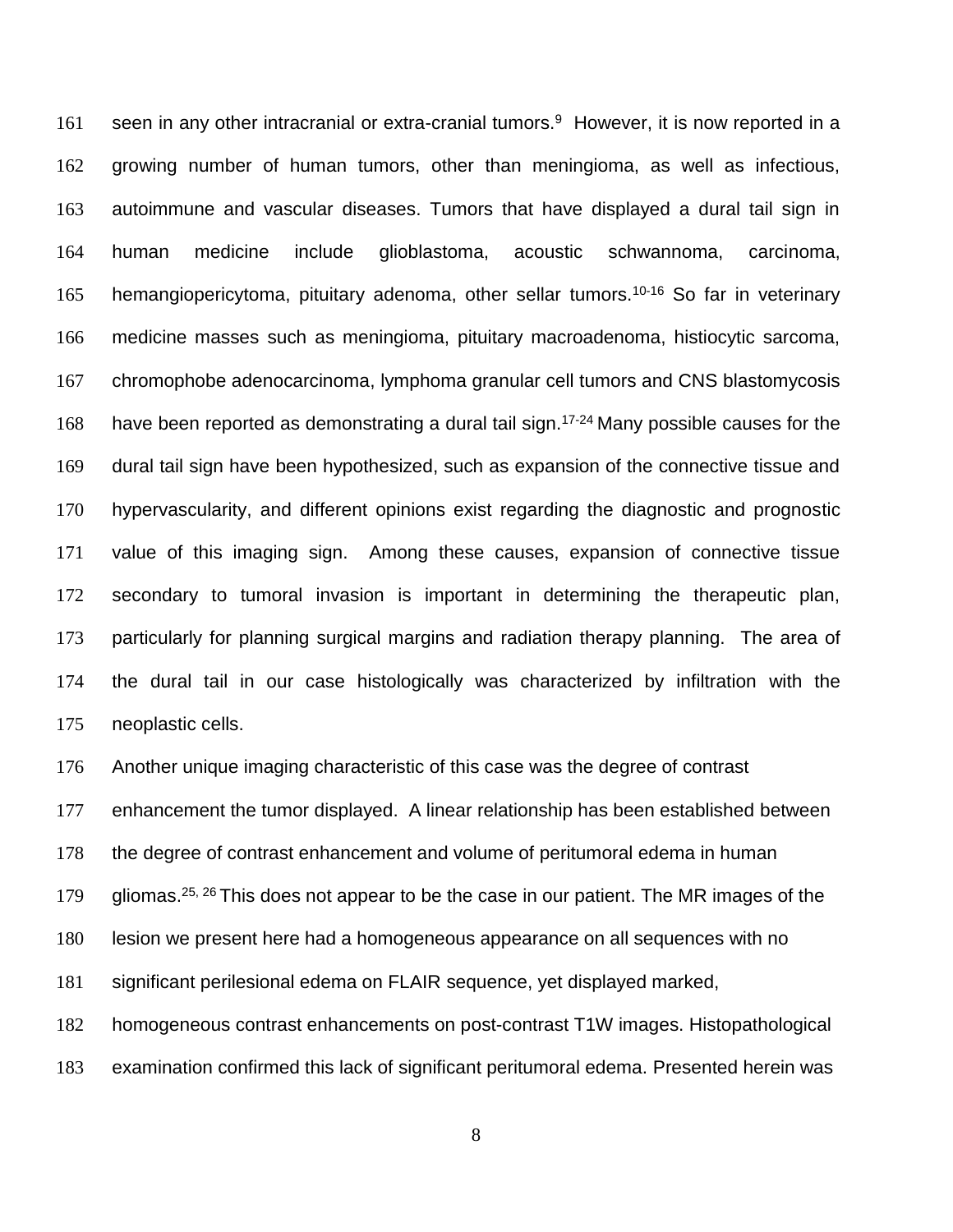seen in any other intracranial or extra-cranial tumors.[9] However, it is now reported in a growing number of human tumors, other than meningioma, as well as infectious, autoimmune and vascular diseases. Tumors that have displayed a dural tail sign in human medicine include glioblastoma, acoustic schwannoma, carcinoma, hemangiopericytoma, pituitary adenoma, other sellar tumors.[10-16] So far in veterinary medicine masses such as meningioma, pituitary macroadenoma, histiocytic sarcoma, chromophobe adenocarcinoma, lymphoma granular cell tumors and CNS blastomycosis have been reported as demonstrating a dural tail sign.[17-24] Many possible causes for the dural tail sign have been hypothesized, such as expansion of the connective tissue and hypervascularity, and different opinions exist regarding the diagnostic and prognostic value of this imaging sign. Among these causes, expansion of connective tissue secondary to tumoral invasion is important in determining the therapeutic plan, particularly for planning surgical margins and radiation therapy planning. The area of the dural tail in our case histologically was characterized by infiltration with the neoplastic cells.

Another unique imaging characteristic of this case was the degree of contrast enhancement the tumor displayed. A linear relationship has been established between the degree of contrast enhancement and volume of peritumoral edema in human gliomas.[25, 26] This does not appear to be the case in our patient. The MR images of the lesion we present here had a homogeneous appearance on all sequences with no significant perilesional edema on FLAIR sequence, yet displayed marked, homogeneous contrast enhancements on post-contrast T1W images. Histopathological examination confirmed this lack of significant peritumoral edema. Presented herein was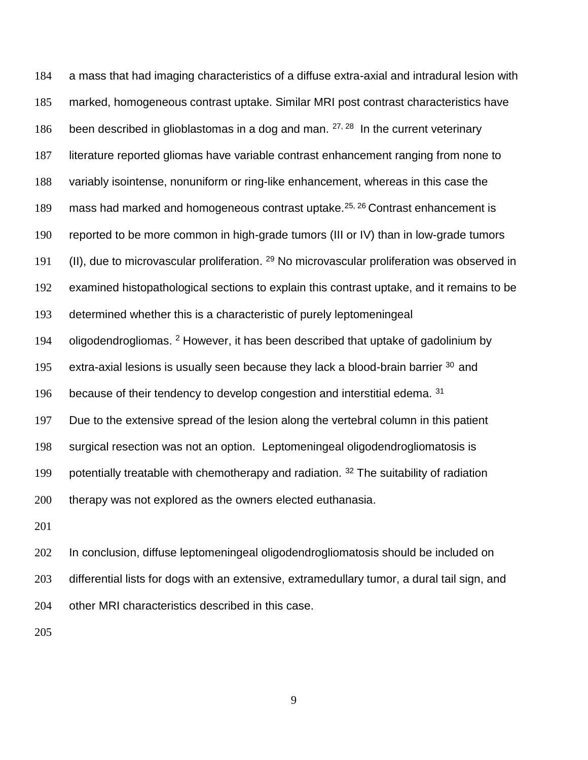a mass that had imaging characteristics of a diffuse extra-axial and intradural lesion with marked, homogeneous contrast uptake. Similar MRI post contrast characteristics have been described in glioblastomas in a dog and man. [27, 28] In the current veterinary literature reported gliomas have variable contrast enhancement ranging from none to variably isointense, nonuniform or ring-like enhancement, whereas in this case the mass had marked and homogeneous contrast uptake.[25, 26] Contrast enhancement is reported to be more common in high-grade tumors (III or IV) than in low-grade tumors (II), due to microvascular proliferation. [29] No microvascular proliferation was observed in examined histopathological sections to explain this contrast uptake, and it remains to be determined whether this is a characteristic of purely leptomeningeal oligodendrogliomas. [2] However, it has been described that uptake of gadolinium by extra-axial lesions is usually seen because they lack a blood-brain barrier [30] and because of their tendency to develop congestion and interstitial edema. [31]

Due to the extensive spread of the lesion along the vertebral column in this patient surgical resection was not an option. Leptomeningeal oligodendrogliomatosis is potentially treatable with chemotherapy and radiation. [32] The suitability of radiation therapy was not explored as the owners elected euthanasia.

In conclusion, diffuse leptomeningeal oligodendrogliomatosis should be included on differential lists for dogs with an extensive, extramedullary tumor, a dural tail sign, and other MRI characteristics described in this case.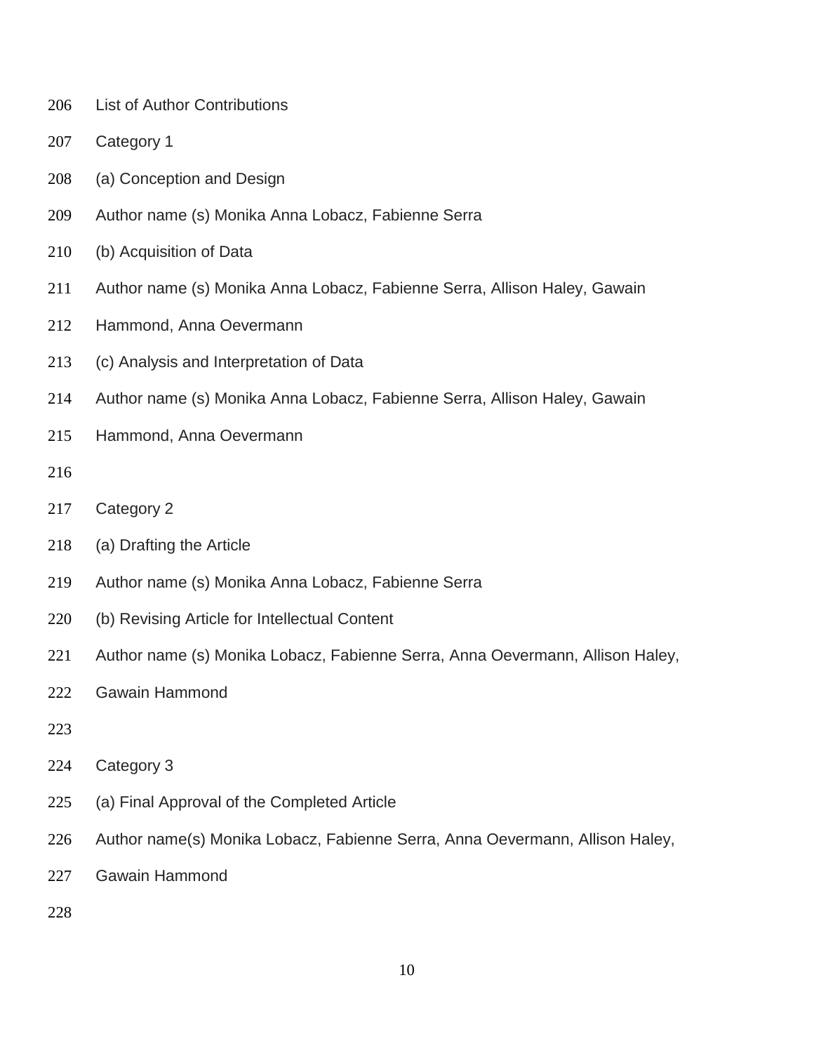## List of Author Contributions

### Category 1

(a) Conception and Design

Author name (s) Monika Anna Lobacz, Fabienne Serra

(b) Acquisition of Data

Author name (s) Monika Anna Lobacz, Fabienne Serra, Allison Haley, Gawain Hammond, Anna Oevermann

(c) Analysis and Interpretation of Data

Author name (s) Monika Anna Lobacz, Fabienne Serra, Allison Haley, Gawain Hammond, Anna Oevermann

### Category 2

(a) Drafting the Article

Author name (s) Monika Anna Lobacz, Fabienne Serra

(b) Revising Article for Intellectual Content

Author name (s) Monika Lobacz, Fabienne Serra, Anna Oevermann, Allison Haley, Gawain Hammond

### Category 3

(a) Final Approval of the Completed Article

Author name(s) Monika Lobacz, Fabienne Serra, Anna Oevermann, Allison Haley, Gawain Hammond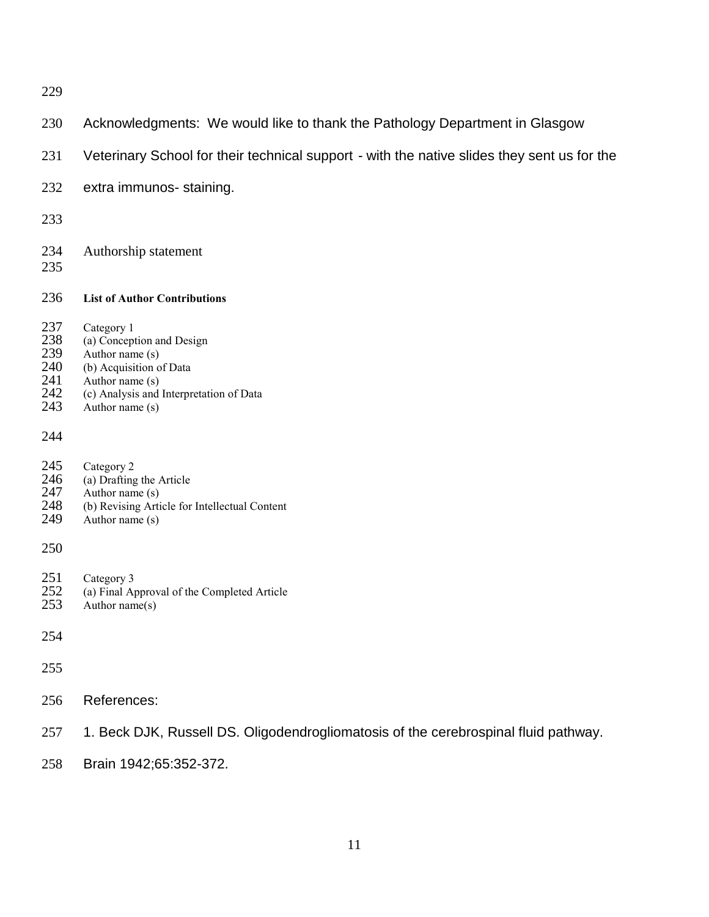Acknowledgments: We would like to thank the Pathology Department in Glasgow Veterinary School for their technical support - with the native slides they sent us for the extra immunos- staining.

Authorship statement

**List of Author Contributions**

Category 1
(a) Conception and Design
Author name (s)
(b) Acquisition of Data
Author name (s)
(c) Analysis and Interpretation of Data
Author name (s)

Category 2
(a) Drafting the Article
Author name (s)
(b) Revising Article for Intellectual Content
Author name (s)

Category 3
(a) Final Approval of the Completed Article
Author name(s)

References:

1. Beck DJK, Russell DS. Oligodendrogliomatosis of the cerebrospinal fluid pathway. Brain 1942;65:352-372.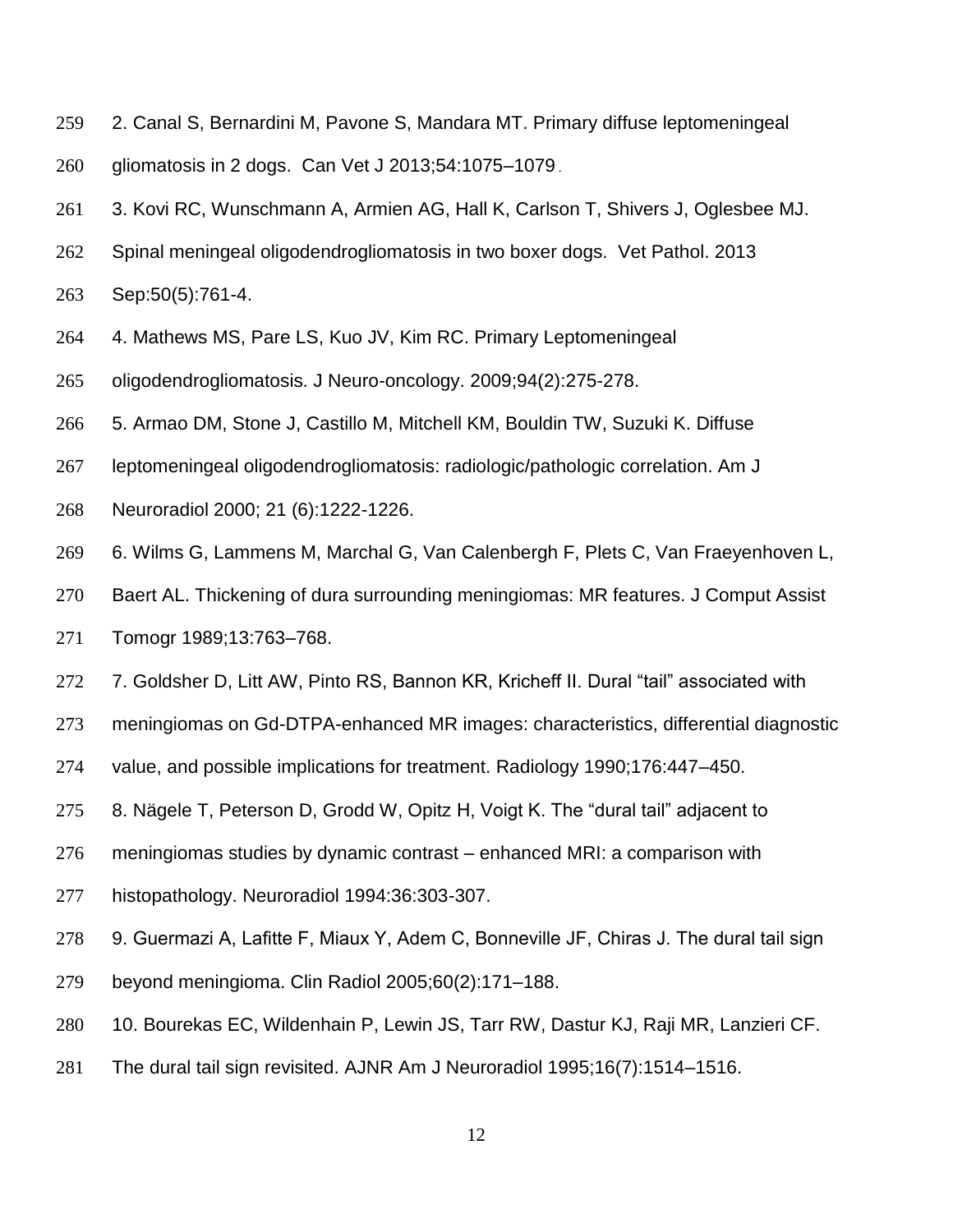2. Canal S, Bernardini M, Pavone S, Mandara MT. Primary diffuse leptomeningeal gliomatosis in 2 dogs. Can Vet J 2013;54:1075–1079.

3. Kovi RC, Wunschmann A, Armien AG, Hall K, Carlson T, Shivers J, Oglesbee MJ. Spinal meningeal oligodendrogliomatosis in two boxer dogs. Vet Pathol. 2013 Sep:50(5):761-4.

4. Mathews MS, Pare LS, Kuo JV, Kim RC. Primary Leptomeningeal oligodendrogliomatosis. J Neuro-oncology. 2009;94(2):275-278.

5. Armao DM, Stone J, Castillo M, Mitchell KM, Bouldin TW, Suzuki K. Diffuse leptomeningeal oligodendrogliomatosis: radiologic/pathologic correlation. Am J Neuroradiol 2000; 21 (6):1222-1226.

6. Wilms G, Lammens M, Marchal G, Van Calenbergh F, Plets C, Van Fraeyenhoven L, Baert AL. Thickening of dura surrounding meningiomas: MR features. J Comput Assist Tomogr 1989;13:763–768.

7. Goldsher D, Litt AW, Pinto RS, Bannon KR, Kricheff II. Dural "tail" associated with meningiomas on Gd-DTPA-enhanced MR images: characteristics, differential diagnostic value, and possible implications for treatment. Radiology 1990;176:447–450.

8. Nägele T, Peterson D, Grodd W, Opitz H, Voigt K. The "dural tail" adjacent to meningiomas studies by dynamic contrast – enhanced MRI: a comparison with histopathology. Neuroradiol 1994:36:303-307.

9. Guermazi A, Lafitte F, Miaux Y, Adem C, Bonneville JF, Chiras J. The dural tail sign beyond meningioma. Clin Radiol 2005;60(2):171–188.

10. Bourekas EC, Wildenhain P, Lewin JS, Tarr RW, Dastur KJ, Raji MR, Lanzieri CF. The dural tail sign revisited. AJNR Am J Neuroradiol 1995;16(7):1514–1516.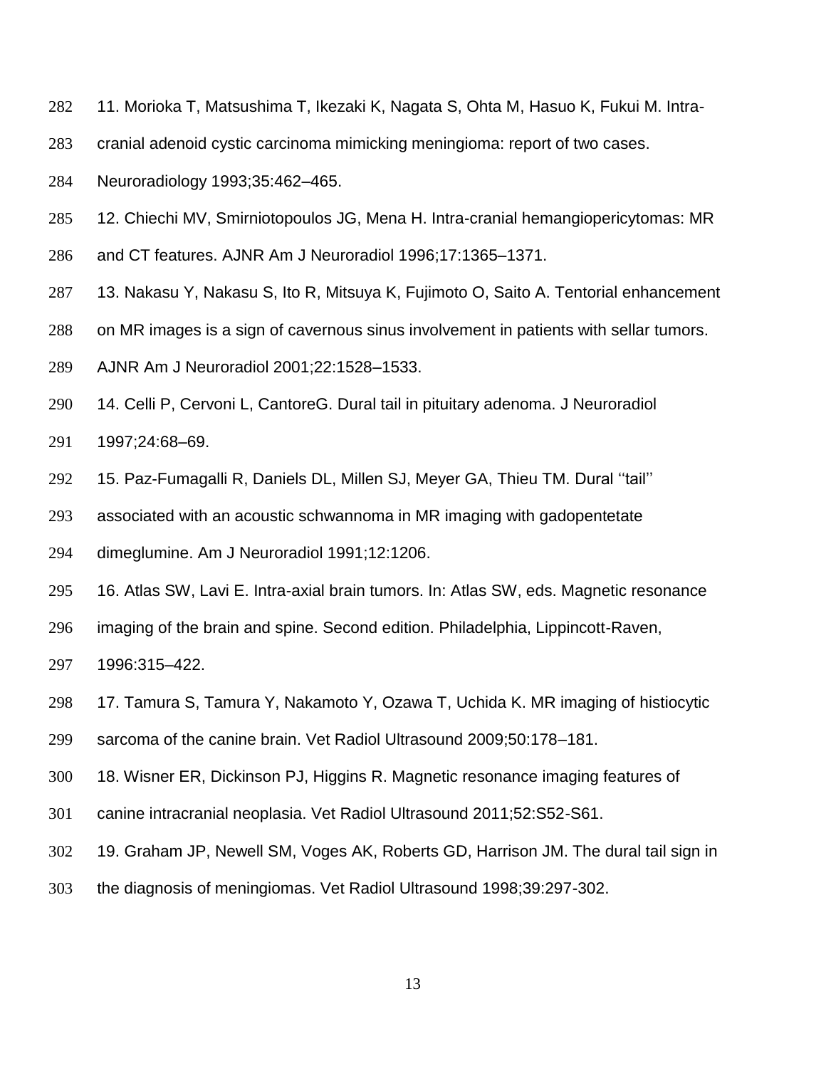11. Morioka T, Matsushima T, Ikezaki K, Nagata S, Ohta M, Hasuo K, Fukui M. Intra-cranial adenoid cystic carcinoma mimicking meningioma: report of two cases. Neuroradiology 1993;35:462–465.

12. Chiechi MV, Smirniotopoulos JG, Mena H. Intra-cranial hemangiopericytomas: MR and CT features. AJNR Am J Neuroradiol 1996;17:1365–1371.

13. Nakasu Y, Nakasu S, Ito R, Mitsuya K, Fujimoto O, Saito A. Tentorial enhancement on MR images is a sign of cavernous sinus involvement in patients with sellar tumors. AJNR Am J Neuroradiol 2001;22:1528–1533.

14. Celli P, Cervoni L, CantoreG. Dural tail in pituitary adenoma. J Neuroradiol 1997;24:68–69.

15. Paz-Fumagalli R, Daniels DL, Millen SJ, Meyer GA, Thieu TM. Dural ''tail'' associated with an acoustic schwannoma in MR imaging with gadopentetate dimeglumine. Am J Neuroradiol 1991;12:1206.

16. Atlas SW, Lavi E. Intra-axial brain tumors. In: Atlas SW, eds. Magnetic resonance imaging of the brain and spine. Second edition. Philadelphia, Lippincott-Raven, 1996:315–422.

17. Tamura S, Tamura Y, Nakamoto Y, Ozawa T, Uchida K. MR imaging of histiocytic sarcoma of the canine brain. Vet Radiol Ultrasound 2009;50:178–181.

18. Wisner ER, Dickinson PJ, Higgins R. Magnetic resonance imaging features of canine intracranial neoplasia. Vet Radiol Ultrasound 2011;52:S52-S61.

19. Graham JP, Newell SM, Voges AK, Roberts GD, Harrison JM. The dural tail sign in the diagnosis of meningiomas. Vet Radiol Ultrasound 1998;39:297-302.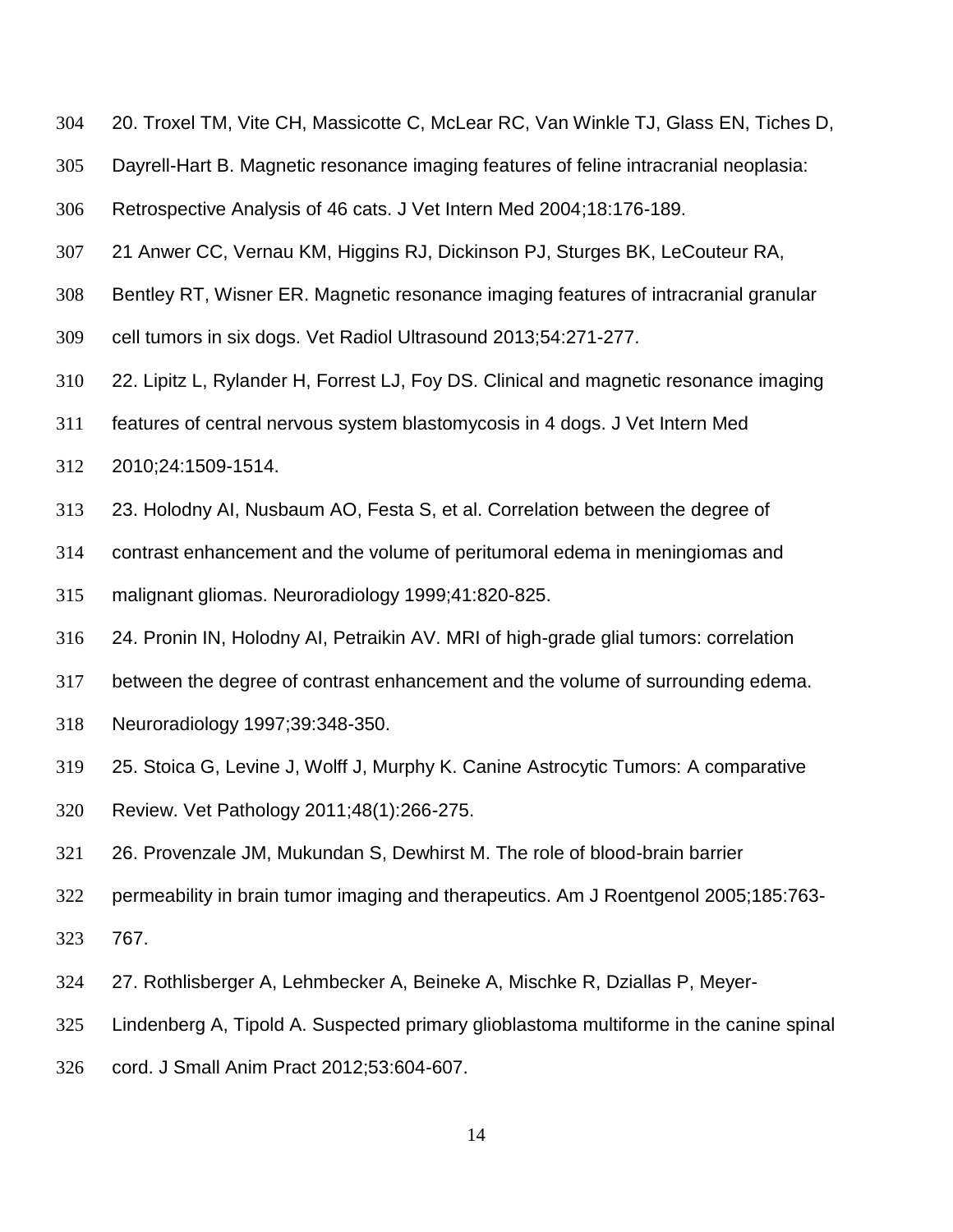20. Troxel TM, Vite CH, Massicotte C, McLear RC, Van Winkle TJ, Glass EN, Tiches D, Dayrell-Hart B. Magnetic resonance imaging features of feline intracranial neoplasia: Retrospective Analysis of 46 cats. J Vet Intern Med 2004;18:176-189.

21 Anwer CC, Vernau KM, Higgins RJ, Dickinson PJ, Sturges BK, LeCouteur RA, Bentley RT, Wisner ER. Magnetic resonance imaging features of intracranial granular cell tumors in six dogs. Vet Radiol Ultrasound 2013;54:271-277.

22. Lipitz L, Rylander H, Forrest LJ, Foy DS. Clinical and magnetic resonance imaging features of central nervous system blastomycosis in 4 dogs. J Vet Intern Med 2010;24:1509-1514.

23. Holodny AI, Nusbaum AO, Festa S, et al. Correlation between the degree of contrast enhancement and the volume of peritumoral edema in meningiomas and malignant gliomas. Neuroradiology 1999;41:820-825.

24. Pronin IN, Holodny AI, Petraikin AV. MRI of high-grade glial tumors: correlation between the degree of contrast enhancement and the volume of surrounding edema. Neuroradiology 1997;39:348-350.

25. Stoica G, Levine J, Wolff J, Murphy K. Canine Astrocytic Tumors: A comparative Review. Vet Pathology 2011;48(1):266-275.

26. Provenzale JM, Mukundan S, Dewhirst M. The role of blood-brain barrier permeability in brain tumor imaging and therapeutics. Am J Roentgenol 2005;185:763-767.

27. Rothlisberger A, Lehmbecker A, Beineke A, Mischke R, Dziallas P, Meyer-Lindenberg A, Tipold A. Suspected primary glioblastoma multiforme in the canine spinal cord. J Small Anim Pract 2012;53:604-607.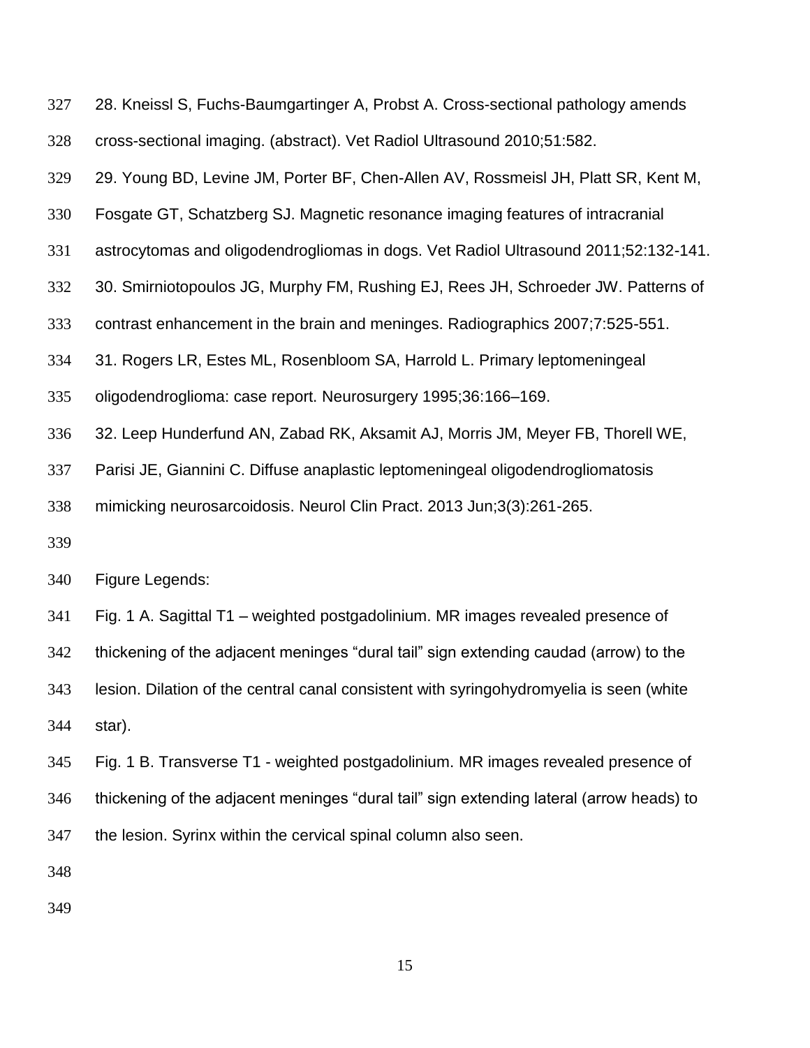28. Kneissl S, Fuchs-Baumgartinger A, Probst A. Cross-sectional pathology amends cross-sectional imaging. (abstract). Vet Radiol Ultrasound 2010;51:582.

29. Young BD, Levine JM, Porter BF, Chen-Allen AV, Rossmeisl JH, Platt SR, Kent M, Fosgate GT, Schatzberg SJ. Magnetic resonance imaging features of intracranial astrocytomas and oligodendrogliomas in dogs. Vet Radiol Ultrasound 2011;52:132-141.

30. Smirniotopoulos JG, Murphy FM, Rushing EJ, Rees JH, Schroeder JW. Patterns of contrast enhancement in the brain and meninges. Radiographics 2007;7:525-551.

31. Rogers LR, Estes ML, Rosenbloom SA, Harrold L. Primary leptomeningeal oligodendroglioma: case report. Neurosurgery 1995;36:166–169.

32. Leep Hunderfund AN, Zabad RK, Aksamit AJ, Morris JM, Meyer FB, Thorell WE, Parisi JE, Giannini C. Diffuse anaplastic leptomeningeal oligodendrogliomatosis mimicking neurosarcoidosis. Neurol Clin Pract. 2013 Jun;3(3):261-265.

Figure Legends:

Fig. 1 A. Sagittal T1 – weighted postgadolinium. MR images revealed presence of thickening of the adjacent meninges "dural tail" sign extending caudad (arrow) to the lesion. Dilation of the central canal consistent with syringohydromyelia is seen (white star).

Fig. 1 B. Transverse T1 - weighted postgadolinium. MR images revealed presence of thickening of the adjacent meninges "dural tail" sign extending lateral (arrow heads) to the lesion. Syrinx within the cervical spinal column also seen.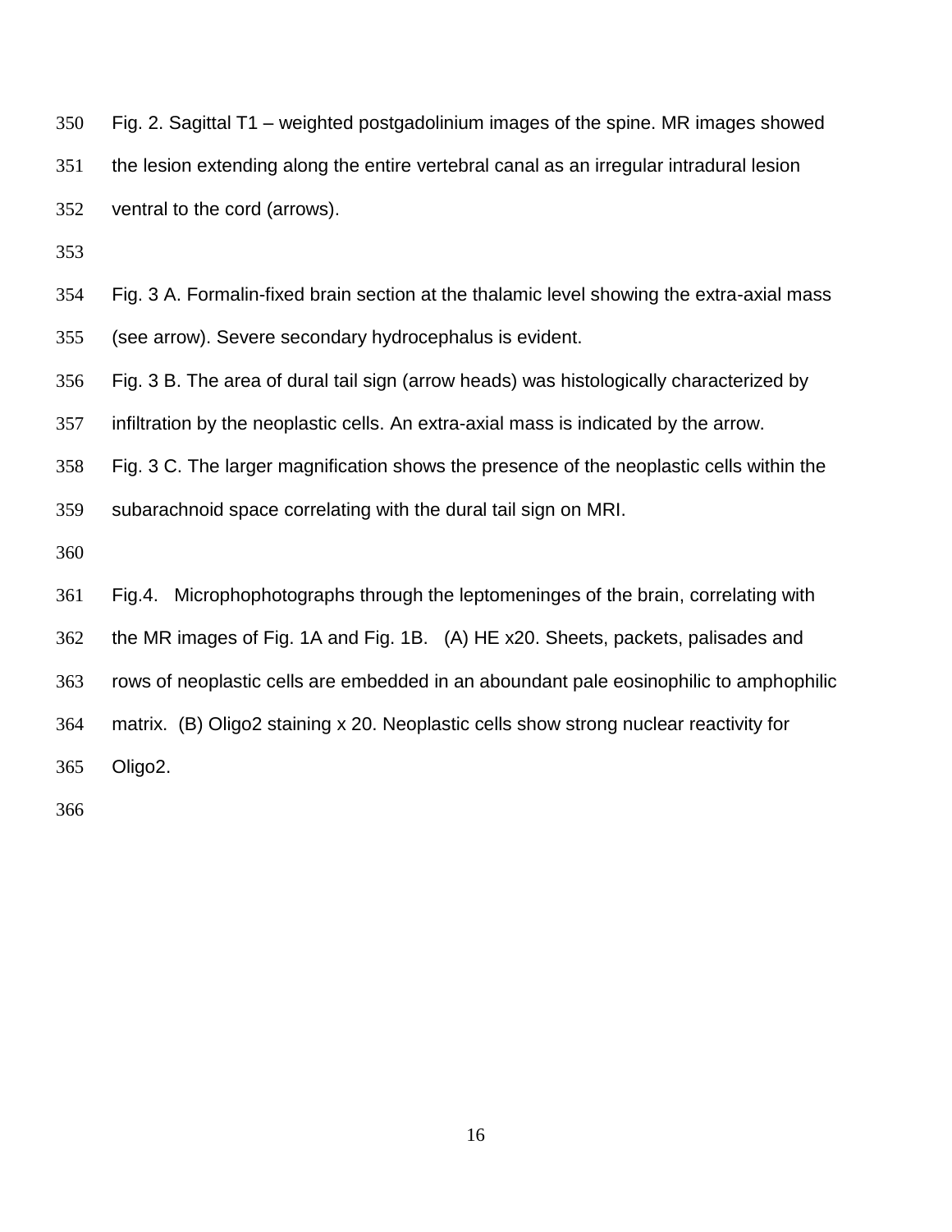Fig. 2. Sagittal T1 – weighted postgadolinium images of the spine. MR images showed the lesion extending along the entire vertebral canal as an irregular intradural lesion ventral to the cord (arrows).

Fig. 3 A. Formalin-fixed brain section at the thalamic level showing the extra-axial mass (see arrow). Severe secondary hydrocephalus is evident.

Fig. 3 B. The area of dural tail sign (arrow heads) was histologically characterized by infiltration by the neoplastic cells. An extra-axial mass is indicated by the arrow.

Fig. 3 C. The larger magnification shows the presence of the neoplastic cells within the subarachnoid space correlating with the dural tail sign on MRI.

Fig.4. Microphophotographs through the leptomeninges of the brain, correlating with the MR images of Fig. 1A and Fig. 1B. (A) HE x20. Sheets, packets, palisades and rows of neoplastic cells are embedded in an aboundant pale eosinophilic to amphophilic matrix. (B) Oligo2 staining x 20. Neoplastic cells show strong nuclear reactivity for Oligo2.